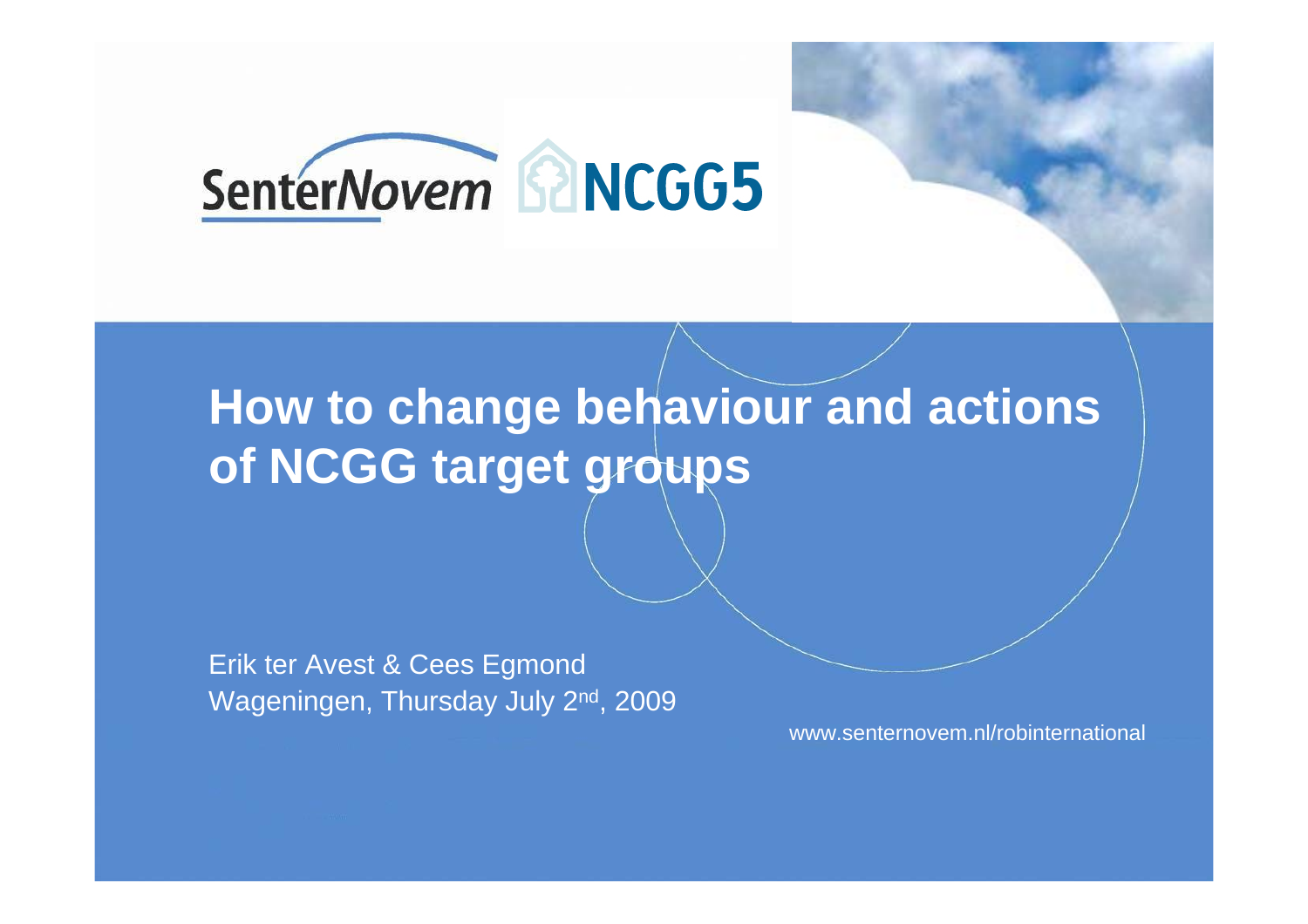SenterNovem NCGG5

# How to change behaviour and actions of NCGG target groups

Erik ter Avest & Cees Egmond
Wageningen, Thursday July 2nd, 2009

www.senternovem.nl/robinternational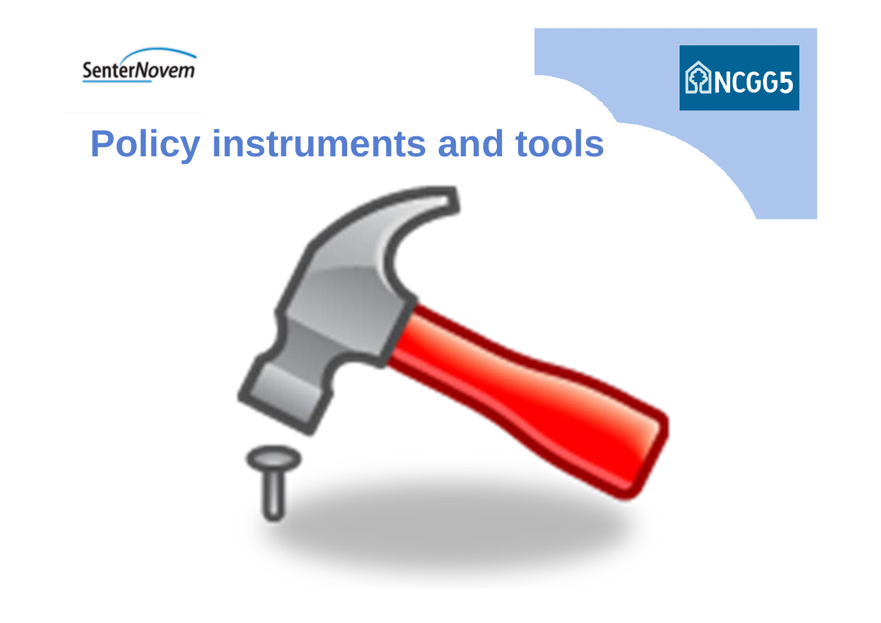# Policy instruments and tools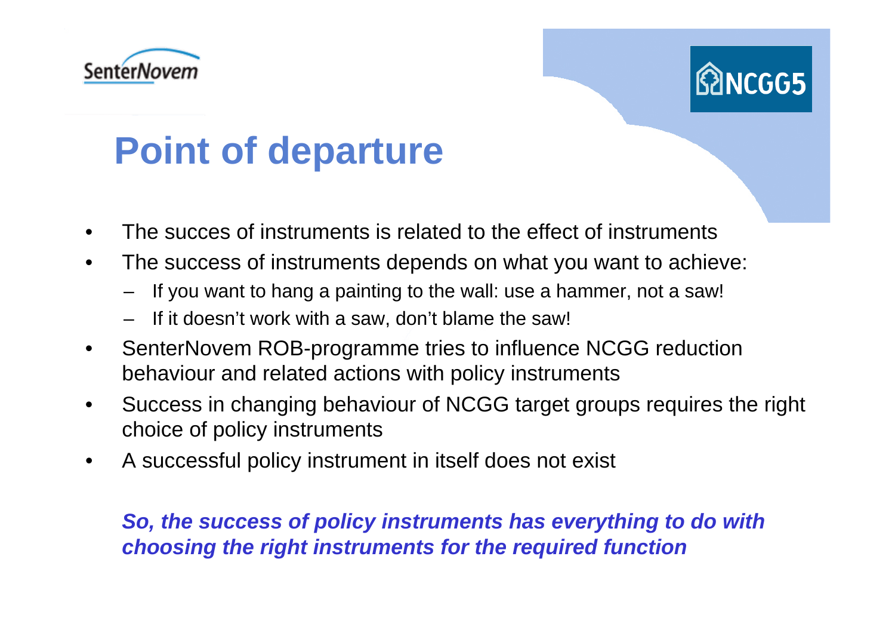# Point of departure

- The succes of instruments is related to the effect of instruments
- The success of instruments depends on what you want to achieve:
  - If you want to hang a painting to the wall: use a hammer, not a saw!
  - If it doesn't work with a saw, don't blame the saw!
- SenterNovem ROB-programme tries to influence NCGG reduction behaviour and related actions with policy instruments
- Success in changing behaviour of NCGG target groups requires the right choice of policy instruments
- A successful policy instrument in itself does not exist

***So, the success of policy instruments has everything to do with choosing the right instruments for the required function***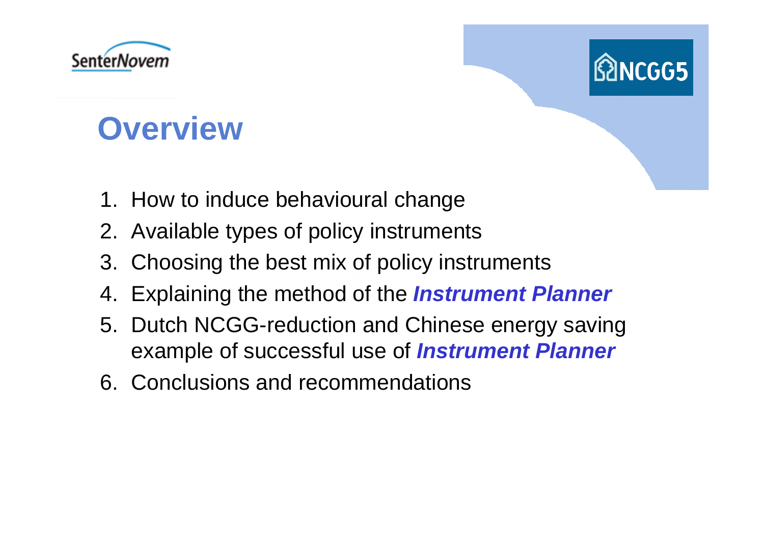# Overview

1. How to induce behavioural change
2. Available types of policy instruments
3. Choosing the best mix of policy instruments
4. Explaining the method of the ***Instrument Planner***
5. Dutch NCGG-reduction and Chinese energy saving example of successful use of ***Instrument Planner***
6. Conclusions and recommendations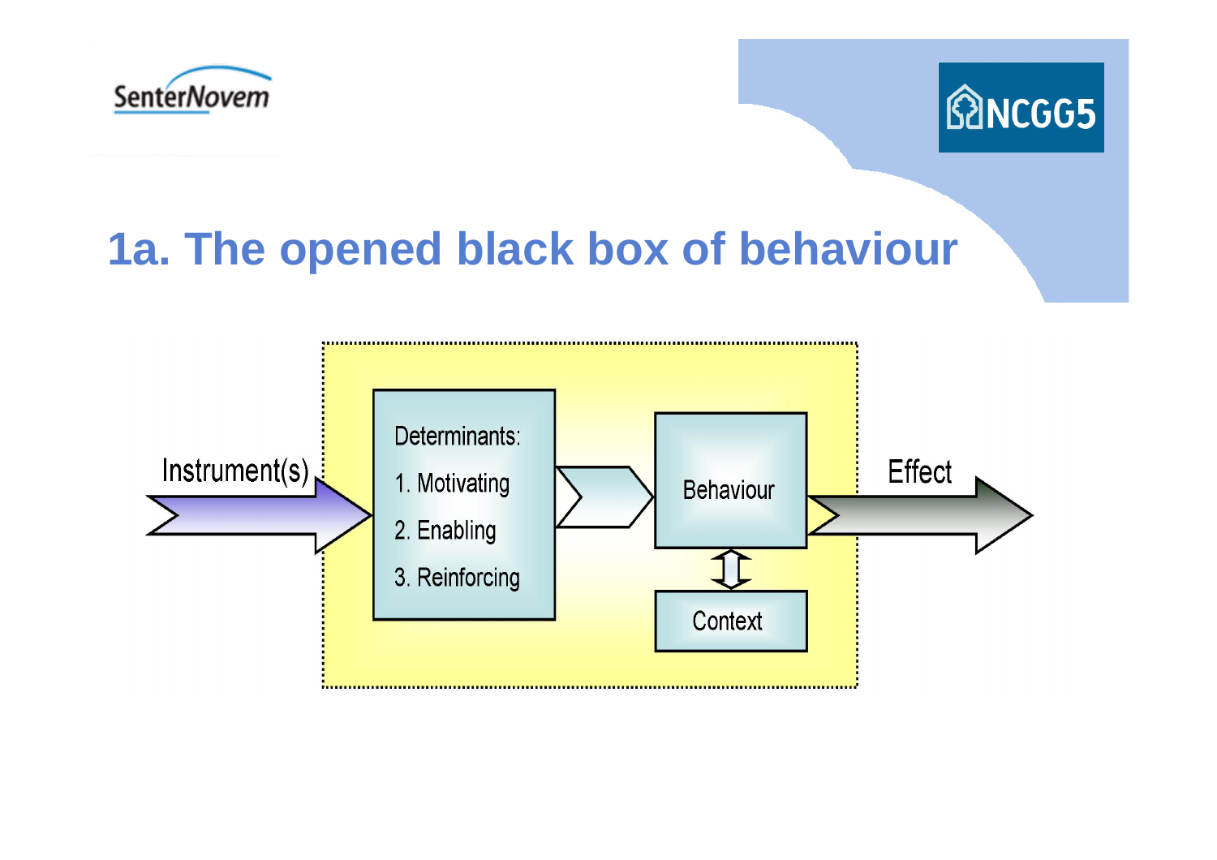# 1a. The opened black box of behaviour

Instrument(s)

Determinants:
1. Motivating
2. Enabling
3. Reinforcing

Behaviour

Context

Effect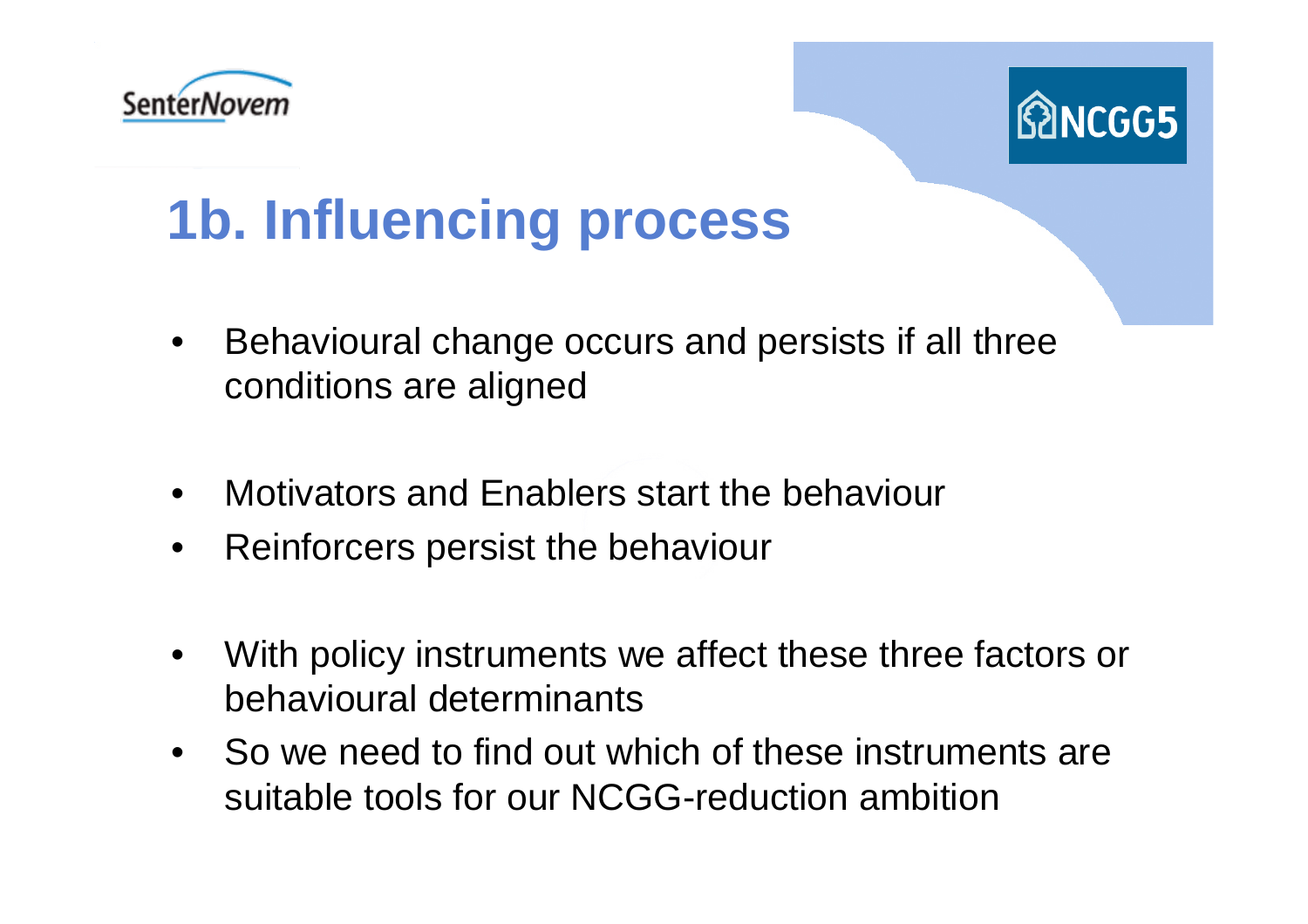# 1b. Influencing process

- Behavioural change occurs and persists if all three conditions are aligned

- Motivators and Enablers start the behaviour
- Reinforcers persist the behaviour

- With policy instruments we affect these three factors or behavioural determinants
- So we need to find out which of these instruments are suitable tools for our NCGG-reduction ambition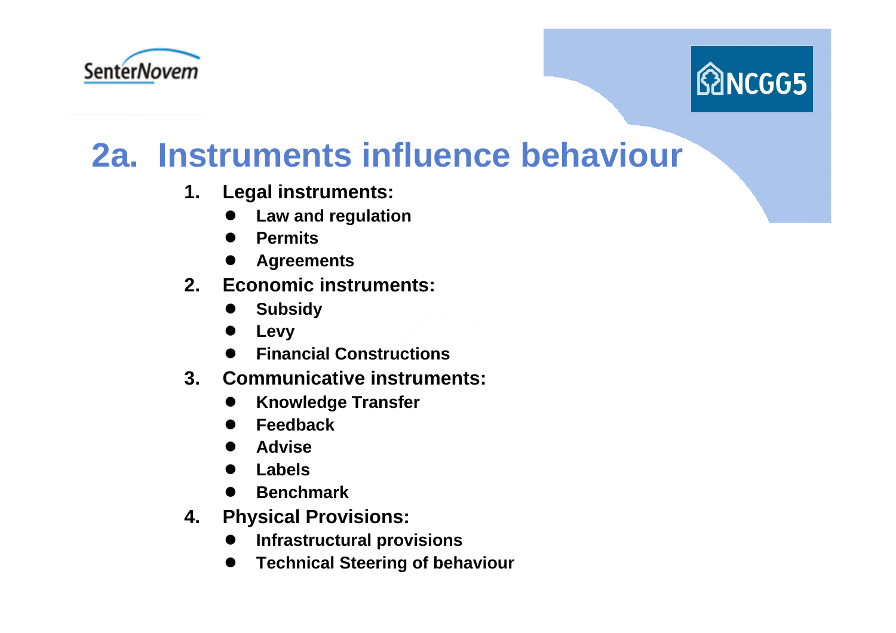# 2a. Instruments influence behaviour

1. **Legal instruments:**
   - **Law and regulation**
   - **Permits**
   - **Agreements**
2. **Economic instruments:**
   - **Subsidy**
   - **Levy**
   - **Financial Constructions**
3. **Communicative instruments:**
   - **Knowledge Transfer**
   - **Feedback**
   - **Advise**
   - **Labels**
   - **Benchmark**
4. **Physical Provisions:**
   - **Infrastructural provisions**
   - **Technical Steering of behaviour**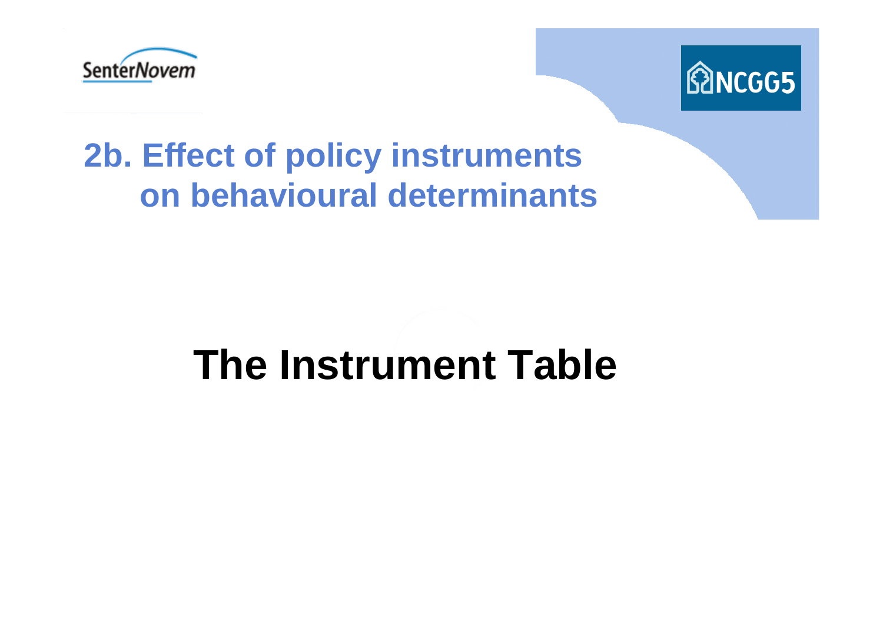## 2b. Effect of policy instruments on behavioural determinants

# The Instrument Table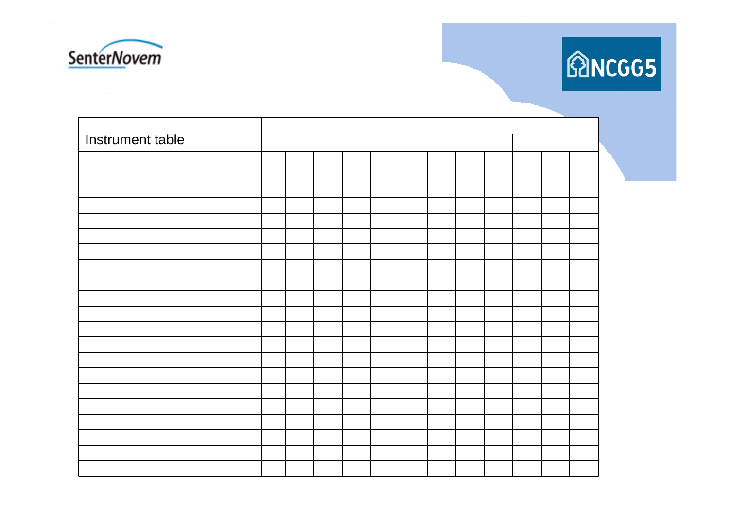| Instrument table | | | | | | | | | | | | |
|---|---|---|---|---|---|---|---|---|---|---|---|---|
| | | | | | | | | | | | | |
| | | | | | | | | | | | | |
| | | | | | | | | | | | | |
| | | | | | | | | | | | | |
| | | | | | | | | | | | | |
| | | | | | | | | | | | | |
| | | | | | | | | | | | | |
| | | | | | | | | | | | | |
| | | | | | | | | | | | | |
| | | | | | | | | | | | | |
| | | | | | | | | | | | | |
| | | | | | | | | | | | | |
| | | | | | | | | | | | | |
| | | | | | | | | | | | | |
| | | | | | | | | | | | | |
| | | | | | | | | | | | | |
| | | | | | | | | | | | | |
| | | | | | | | | | | | | |
| | | | | | | | | | | | | |
| | | | | | | | | | | | | |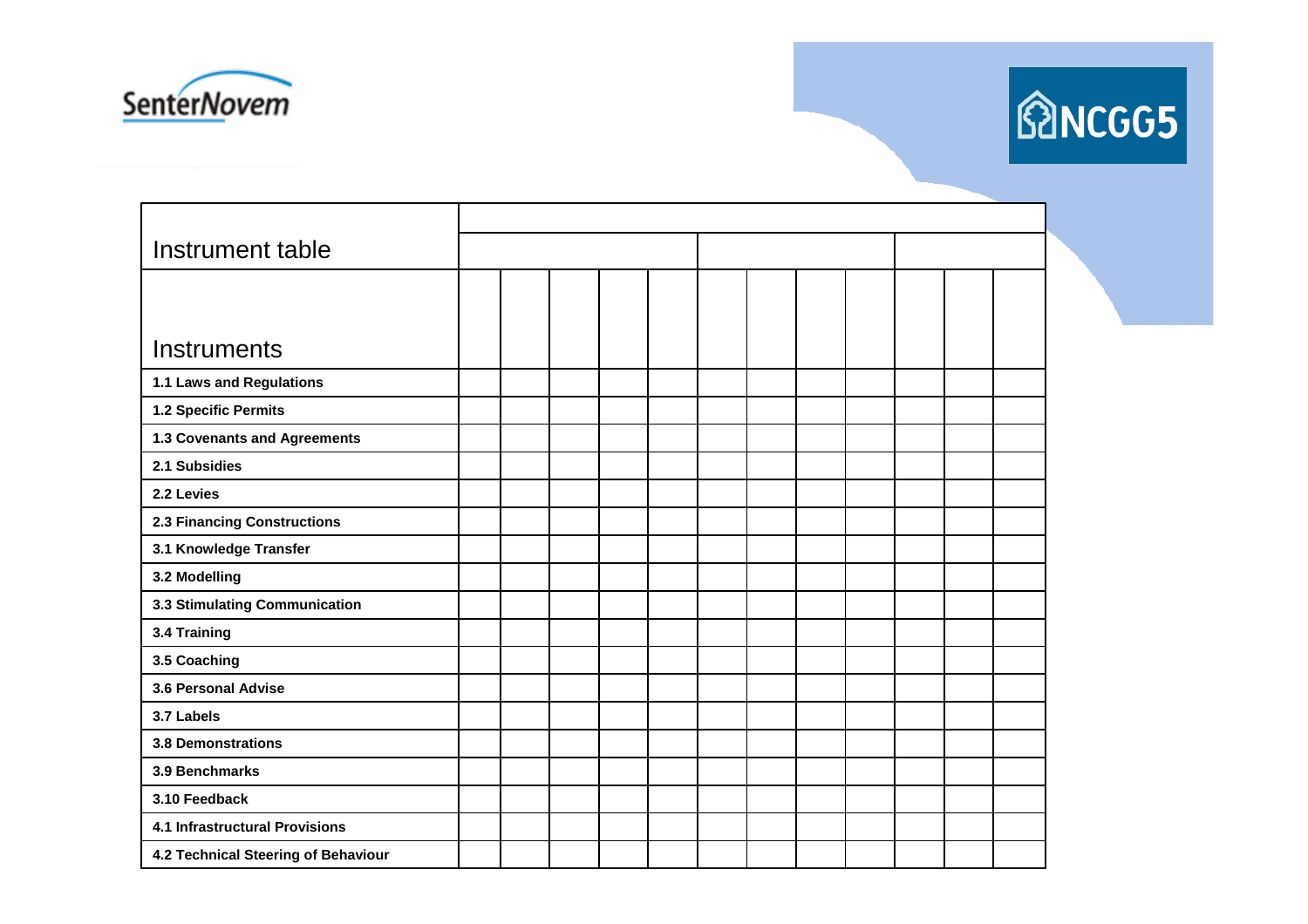| Instrument table | | | | | | | | | | | | |
|---|---|---|---|---|---|---|---|---|---|---|---|---|
| Instruments | | | | | | | | | | | | |
| **1.1 Laws and Regulations** | | | | | | | | | | | | |
| **1.2 Specific Permits** | | | | | | | | | | | | |
| **1.3 Covenants and Agreements** | | | | | | | | | | | | |
| **2.1 Subsidies** | | | | | | | | | | | | |
| **2.2 Levies** | | | | | | | | | | | | |
| **2.3 Financing Constructions** | | | | | | | | | | | | |
| **3.1 Knowledge Transfer** | | | | | | | | | | | | |
| **3.2 Modelling** | | | | | | | | | | | | |
| **3.3 Stimulating Communication** | | | | | | | | | | | | |
| **3.4 Training** | | | | | | | | | | | | |
| **3.5 Coaching** | | | | | | | | | | | | |
| **3.6 Personal Advise** | | | | | | | | | | | | |
| **3.7 Labels** | | | | | | | | | | | | |
| **3.8 Demonstrations** | | | | | | | | | | | | |
| **3.9 Benchmarks** | | | | | | | | | | | | |
| **3.10 Feedback** | | | | | | | | | | | | |
| **4.1 Infrastructural Provisions** | | | | | | | | | | | | |
| **4.2 Technical Steering of Behaviour** | | | | | | | | | | | | |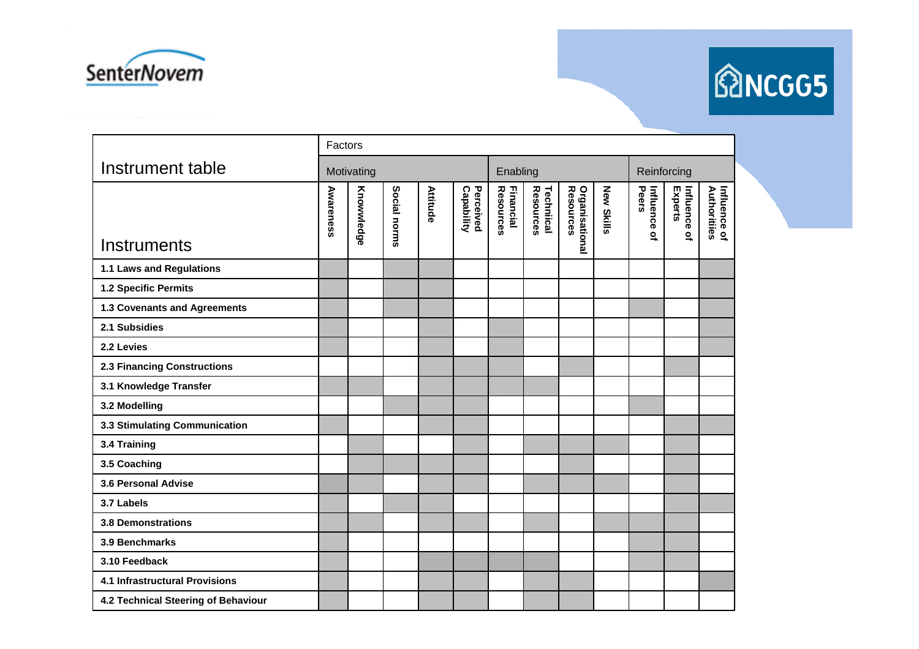| Instrument table | Factors | | | | | | | | | | | |
|---|---|---|---|---|---|---|---|---|---|---|---|---|
| | Motivating | | | | | Enabling | | | | Reinforcing | | |
| Instruments | Awareness | Knowledge | Social norms | Attitude | Perceived Capability | Financial Resources | Technical Resources | Organisational Resources | New Skills | Influence of Peers | Influence of Experts | Influence of Authorities |
| 1.1 Laws and Regulations | X | | X | X | | | | | | | | X |
| 1.2 Specific Permits | X | | X | X | | | | | | | | X |
| 1.3 Covenants and Agreements | X | | X | X | | | | | | X | | X |
| 2.1 Subsidies | X | | | X | | X | | | | | | X |
| 2.2 Levies | X | | | X | | X | | | | | | X |
| 2.3 Financing Constructions | | | | X | X | X | | X | | | X | |
| 3.1 Knowledge Transfer | X | X | | X | X | X | X | | | | | |
| 3.2 Modelling | | | X | X | X | | | | | X | | |
| 3.3 Stimulating Communication | X | | | X | X | | | | | | X | X |
| 3.4 Training | | X | | | X | | X | X | X | | X | |
| 3.5 Coaching | | X | X | X | X | | | X | | | X | |
| 3.6 Personal Advise | X | X | | X | X | | X | X | X | | X | |
| 3.7 Labels | X | | X | X | | | | | | | X | X |
| 3.8 Demonstrations | X | X | | X | X | | X | | X | X | X | |
| 3.9 Benchmarks | X | | | | | | | | | X | X | |
| 3.10 Feedback | X | | | X | X | X | X | | | X | X | |
| 4.1 Infrastructural Provisions | X | | | X | X | | X | X | | | | X |
| 4.2 Technical Steering of Behaviour | X | | | X | X | | X | X | | | | |

X = shaded cell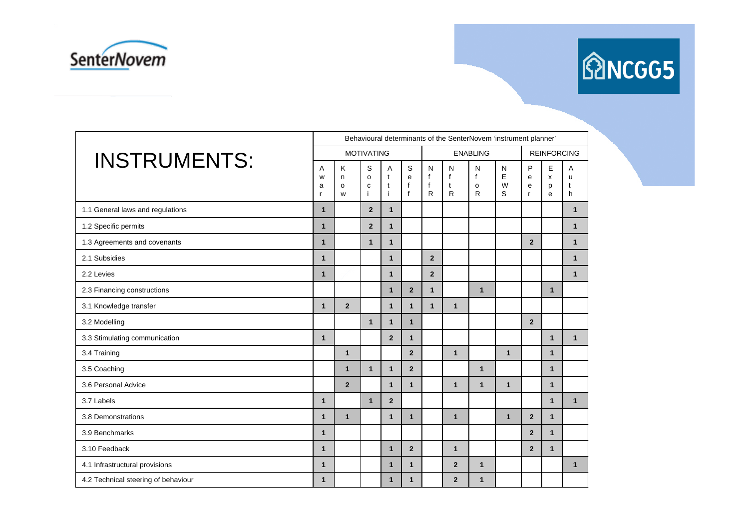| INSTRUMENTS: | Behavioural determinants of the SenterNovem 'instrument planner' | | | | | | | | | | | |
|---|---|---|---|---|---|---|---|---|---|---|---|---|
| | MOTIVATING | | | | | ENABLING | | | | REINFORCING | | |
| | Awar | Know | Soci | Atti | Seff | NffR | NftR | NfoR | NEWS | Peer | Expe | Auth |
| 1.1 General laws and regulations | 1 | | 2 | 1 | | | | | | | | 1 |
| 1.2 Specific permits | 1 | | 2 | 1 | | | | | | | | 1 |
| 1.3 Agreements and covenants | 1 | | 1 | 1 | | | | | | 2 | | 1 |
| 2.1 Subsidies | 1 | | | 1 | | 2 | | | | | | 1 |
| 2.2 Levies | 1 | | | 1 | | 2 | | | | | | 1 |
| 2.3 Financing constructions | | | | 1 | 2 | 1 | | 1 | | | 1 | |
| 3.1 Knowledge transfer | 1 | 2 | | 1 | 1 | 1 | 1 | | | | | |
| 3.2 Modelling | | | 1 | 1 | 1 | | | | | 2 | | |
| 3.3 Stimulating communication | 1 | | | 2 | 1 | | | | | | 1 | 1 |
| 3.4 Training | | 1 | | | 2 | | 1 | | 1 | | 1 | |
| 3.5 Coaching | | 1 | 1 | 1 | 2 | | | 1 | | | 1 | |
| 3.6 Personal Advice | | 2 | | 1 | 1 | | 1 | 1 | 1 | | 1 | |
| 3.7 Labels | 1 | | 1 | 2 | | | | | | | 1 | 1 |
| 3.8 Demonstrations | 1 | 1 | | 1 | 1 | | 1 | | 1 | 2 | 1 | |
| 3.9 Benchmarks | 1 | | | | | | | | | 2 | 1 | |
| 3.10 Feedback | 1 | | | 1 | 2 | | 1 | | | 2 | 1 | |
| 4.1 Infrastructural provisions | 1 | | | 1 | 1 | | 2 | 1 | | | | 1 |
| 4.2 Technical steering of behaviour | 1 | | | 1 | 1 | | 2 | 1 | | | | |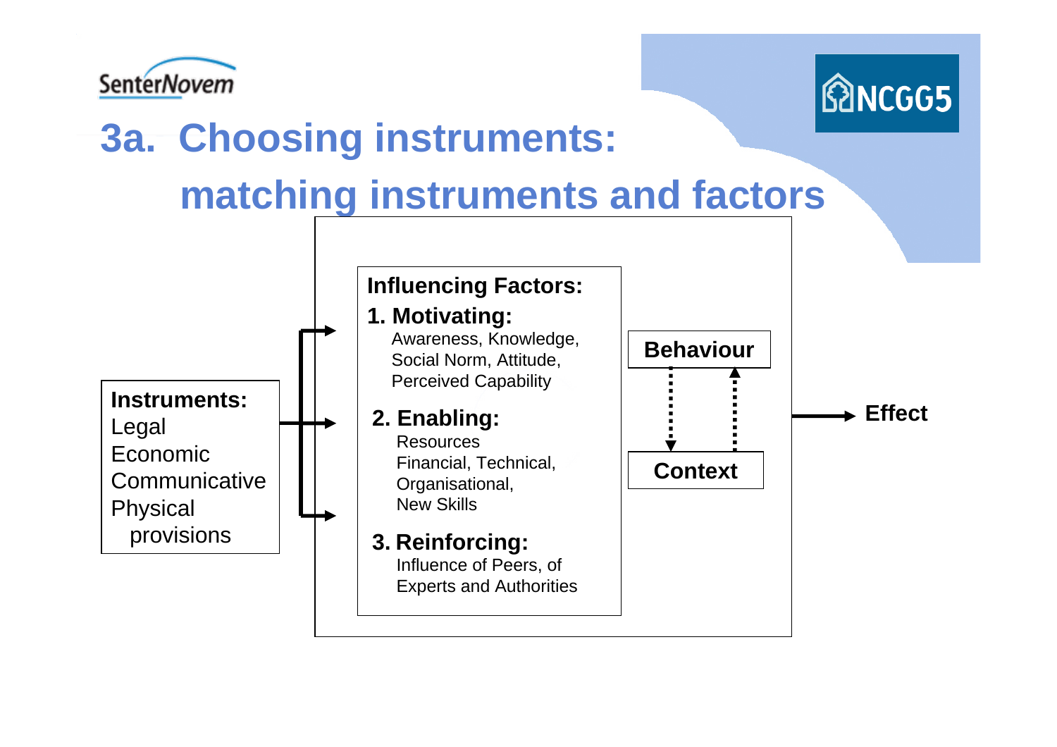# 3a. Choosing instruments: matching instruments and factors

**Instruments:**
Legal
Economic
Communicative
Physical provisions

**Influencing Factors:**

**1. Motivating:**
Awareness, Knowledge, Social Norm, Attitude, Perceived Capability

**2. Enabling:**
Resources
Financial, Technical, Organisational, New Skills

**3. Reinforcing:**
Influence of Peers, of Experts and Authorities

**Behaviour**

**Context**

**Effect**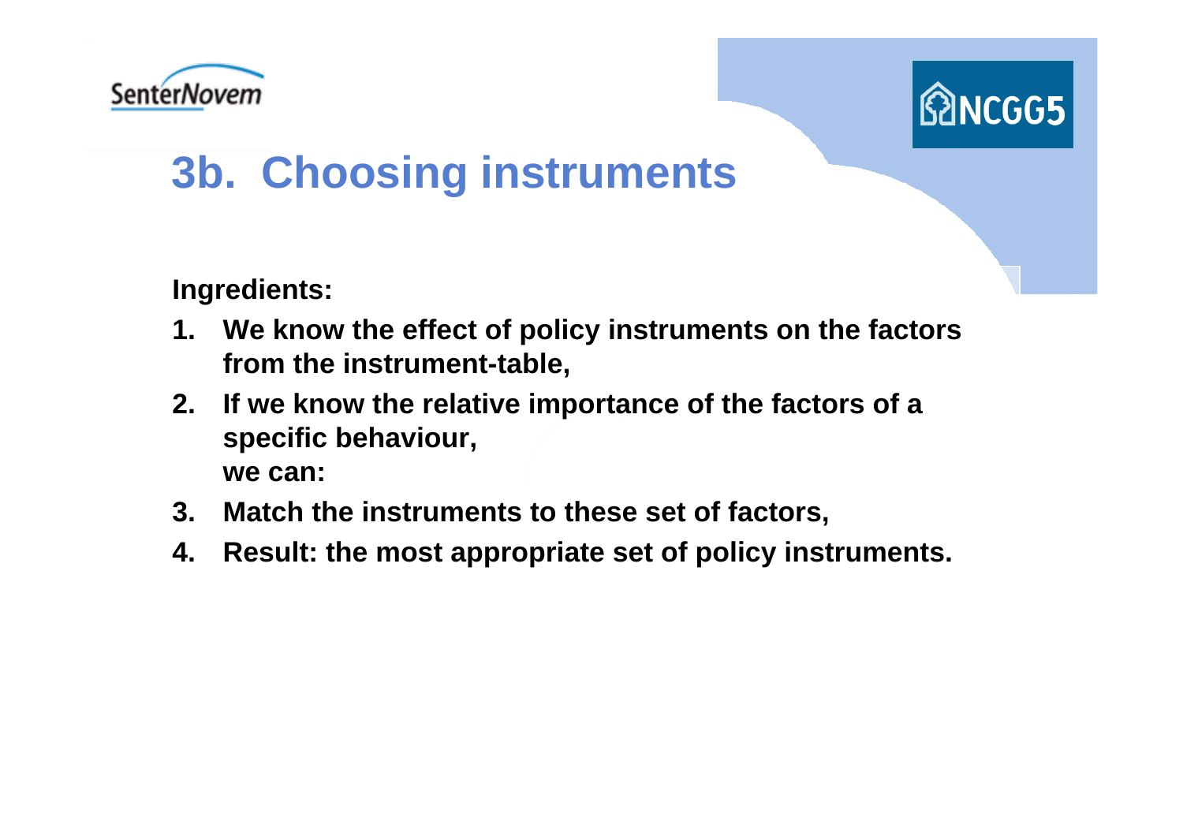# 3b. Choosing instruments

**Ingredients:**

1. **We know the effect of policy instruments on the factors from the instrument-table,**
2. **If we know the relative importance of the factors of a specific behaviour,**
   **we can:**
3. **Match the instruments to these set of factors,**
4. **Result: the most appropriate set of policy instruments.**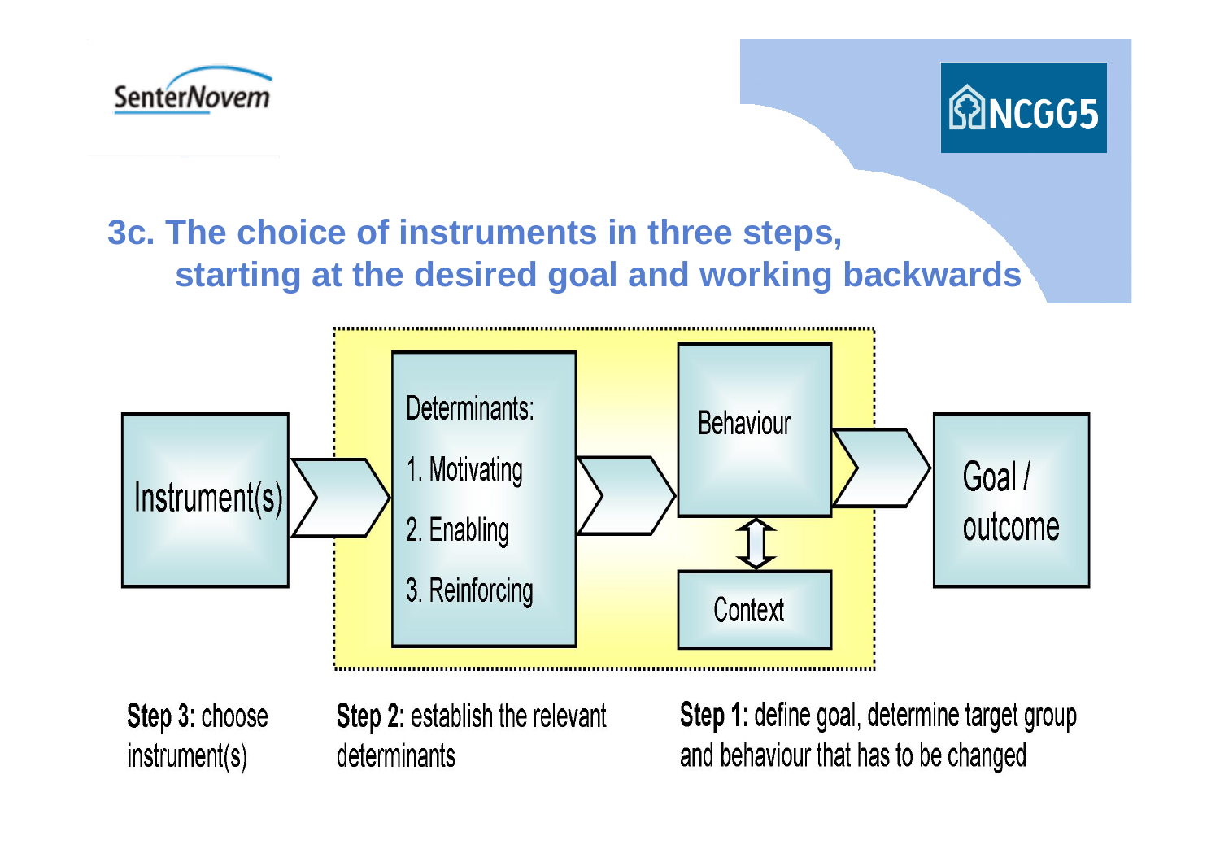## 3c. The choice of instruments in three steps, starting at the desired goal and working backwards

Instrument(s) → Determinants: 1. Motivating 2. Enabling 3. Reinforcing → Behaviour ⇕ Context → Goal / outcome

**Step 3:** choose instrument(s)

**Step 2:** establish the relevant determinants

**Step 1:** define goal, determine target group and behaviour that has to be changed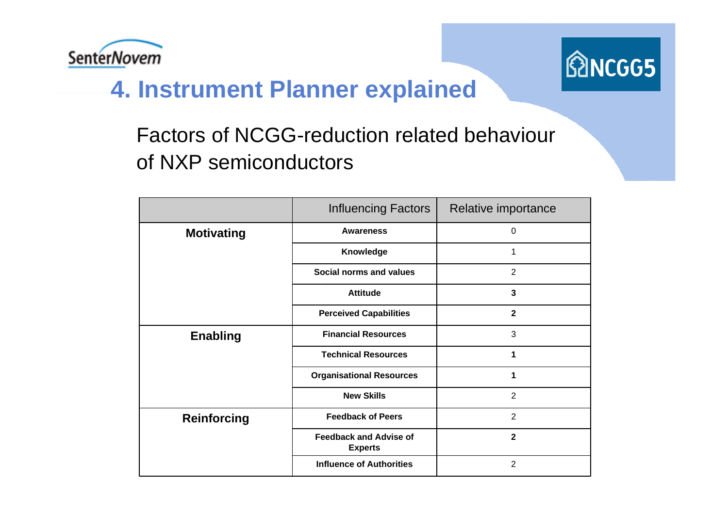# 4. Instrument Planner explained

## Factors of NCGG-reduction related behaviour of NXP semiconductors

| | Influencing Factors | Relative importance |
|---|---|---|
| **Motivating** | **Awareness** | 0 |
| | **Knowledge** | 1 |
| | **Social norms and values** | 2 |
| | **Attitude** | **3** |
| | **Perceived Capabilities** | **2** |
| **Enabling** | **Financial Resources** | 3 |
| | **Technical Resources** | **1** |
| | **Organisational Resources** | **1** |
| | **New Skills** | 2 |
| **Reinforcing** | **Feedback of Peers** | 2 |
| | **Feedback and Advise of Experts** | **2** |
| | **Influence of Authorities** | 2 |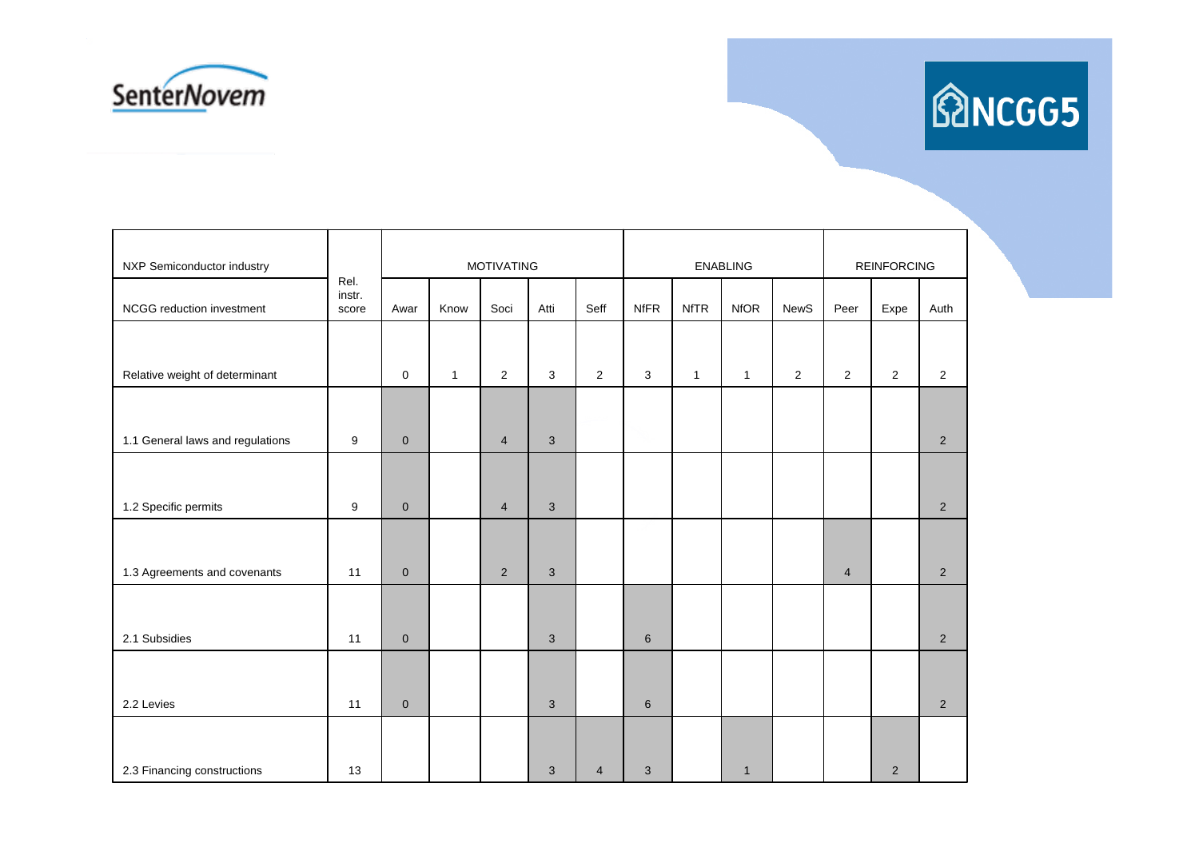| NXP Semiconductor industry | | MOTIVATING | | | | | ENABLING | | | | REINFORCING | | |
|---|---|---|---|---|---|---|---|---|---|---|---|---|---|
| NCGG reduction investment | Rel. instr. score | Awar | Know | Soci | Atti | Seff | NfFR | NfTR | NfOR | NewS | Peer | Expe | Auth |
| Relative weight of determinant | | 0 | 1 | 2 | 3 | 2 | 3 | 1 | 1 | 2 | 2 | 2 | 2 |
| 1.1 General laws and regulations | 9 | 0 | | 4 | 3 | | | | | | | | 2 |
| 1.2 Specific permits | 9 | 0 | | 4 | 3 | | | | | | | | 2 |
| 1.3 Agreements and covenants | 11 | 0 | | 2 | 3 | | | | | | 4 | | 2 |
| 2.1 Subsidies | 11 | 0 | | | 3 | | 6 | | | | | | 2 |
| 2.2 Levies | 11 | 0 | | | 3 | | 6 | | | | | | 2 |
| 2.3 Financing constructions | 13 | | | | 3 | 4 | 3 | | 1 | | | 2 | |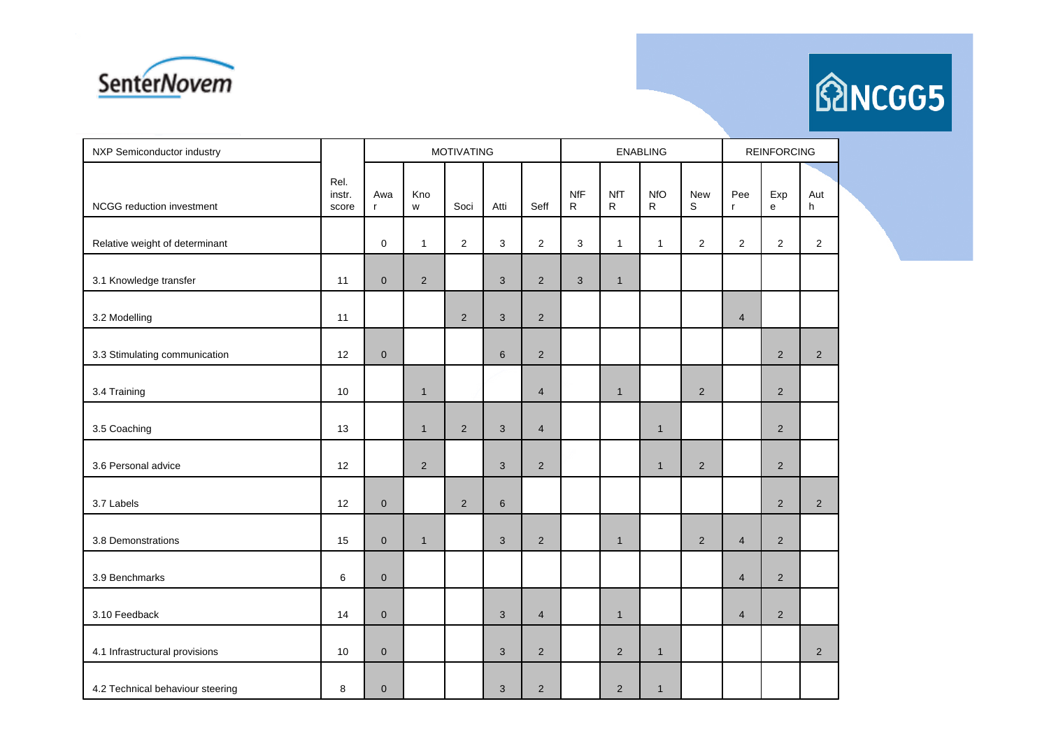| NXP Semiconductor industry | | MOTIVATING | | | | | ENABLING | | | | REINFORCING | | |
|---|---|---|---|---|---|---|---|---|---|---|---|---|---|
| NCGG reduction investment | Rel. instr. score | Awar | Know | Soci | Atti | Seff | NfFR | NfTR | NfOR | NewS | Peer | Expe | Auth |
| Relative weight of determinant | | 0 | 1 | 2 | 3 | 2 | 3 | 1 | 1 | 2 | 2 | 2 | 2 |
| 3.1 Knowledge transfer | 11 | 0 | 2 | | 3 | 2 | 3 | 1 | | | | | |
| 3.2 Modelling | 11 | | | 2 | 3 | 2 | | | | | 4 | | |
| 3.3 Stimulating communication | 12 | 0 | | | 6 | 2 | | | | | | 2 | 2 |
| 3.4 Training | 10 | | 1 | | | 4 | | 1 | | 2 | | 2 | |
| 3.5 Coaching | 13 | | 1 | 2 | 3 | 4 | | | 1 | | | 2 | |
| 3.6 Personal advice | 12 | | 2 | | 3 | 2 | | | 1 | 2 | | 2 | |
| 3.7 Labels | 12 | 0 | | 2 | 6 | | | | | | | 2 | 2 |
| 3.8 Demonstrations | 15 | 0 | 1 | | 3 | 2 | | 1 | | 2 | 4 | 2 | |
| 3.9 Benchmarks | 6 | 0 | | | | | | | | | 4 | 2 | |
| 3.10 Feedback | 14 | 0 | | | 3 | 4 | | 1 | | | 4 | 2 | |
| 4.1 Infrastructural provisions | 10 | 0 | | | 3 | 2 | | 2 | 1 | | | | 2 |
| 4.2 Technical behaviour steering | 8 | 0 | | | 3 | 2 | | 2 | 1 | | | | |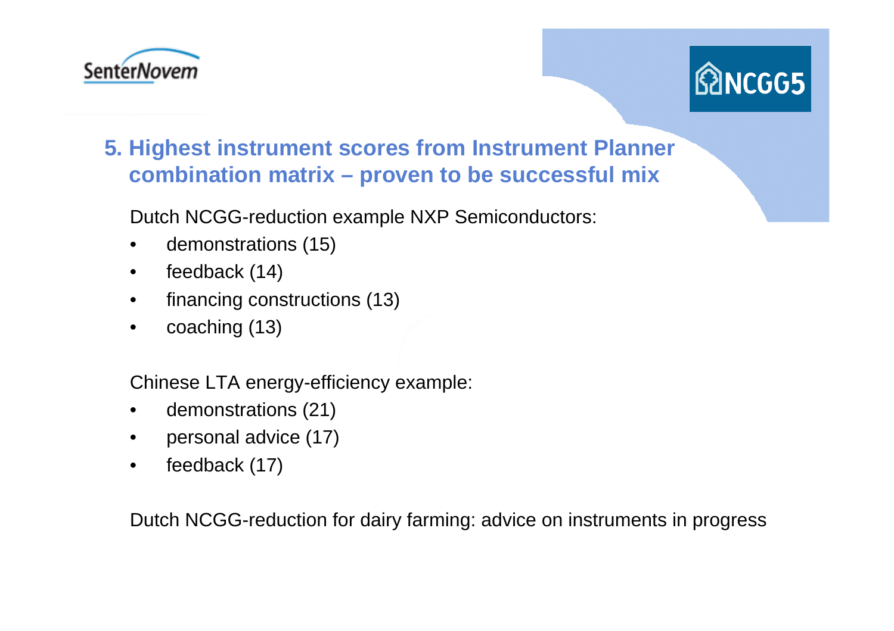## 5. Highest instrument scores from Instrument Planner combination matrix – proven to be successful mix

Dutch NCGG-reduction example NXP Semiconductors:

- demonstrations (15)
- feedback (14)
- financing constructions (13)
- coaching (13)

Chinese LTA energy-efficiency example:

- demonstrations (21)
- personal advice (17)
- feedback (17)

Dutch NCGG-reduction for dairy farming: advice on instruments in progress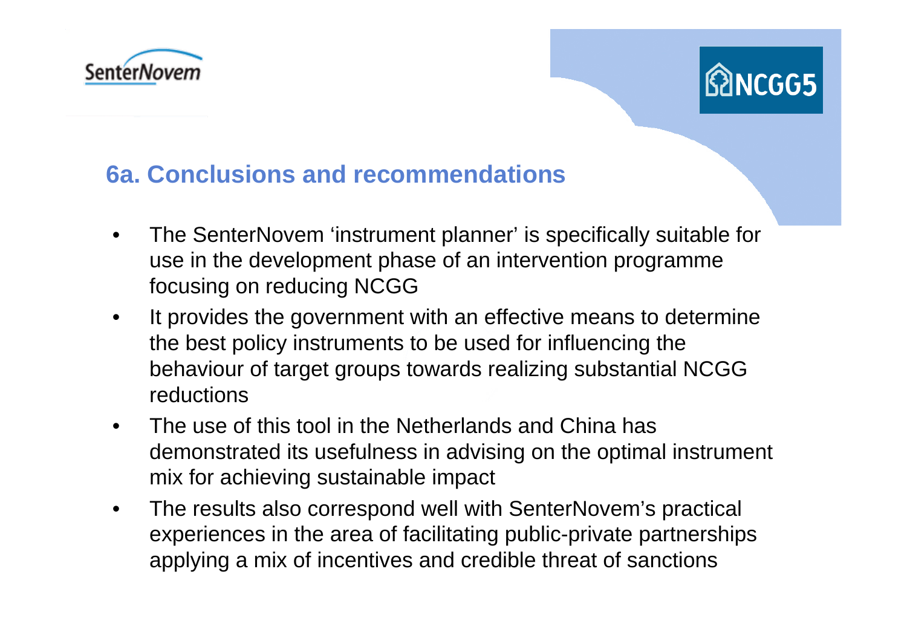## 6a. Conclusions and recommendations

- The SenterNovem 'instrument planner' is specifically suitable for use in the development phase of an intervention programme focusing on reducing NCGG
- It provides the government with an effective means to determine the best policy instruments to be used for influencing the behaviour of target groups towards realizing substantial NCGG reductions
- The use of this tool in the Netherlands and China has demonstrated its usefulness in advising on the optimal instrument mix for achieving sustainable impact
- The results also correspond well with SenterNovem's practical experiences in the area of facilitating public-private partnerships applying a mix of incentives and credible threat of sanctions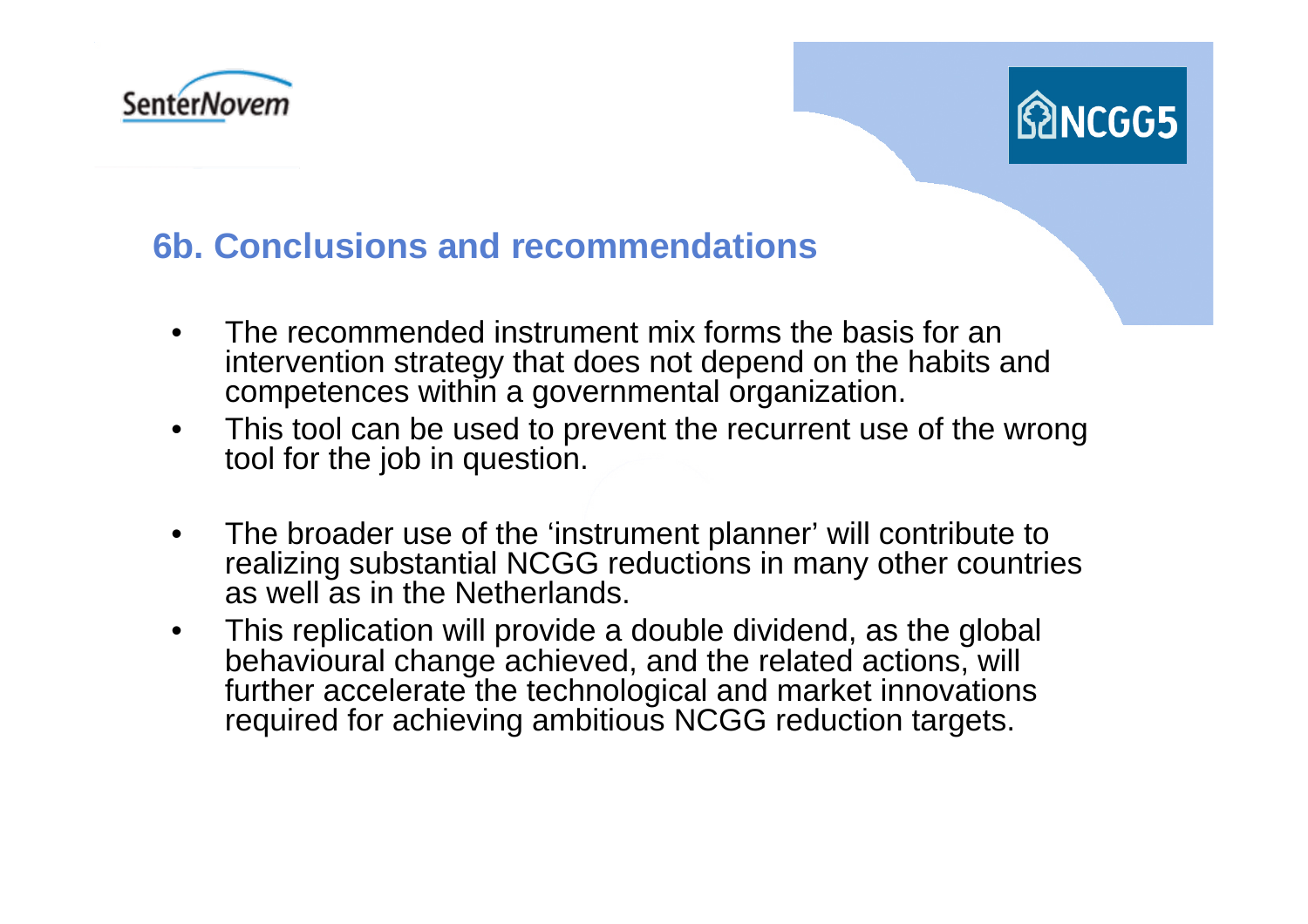## 6b. Conclusions and recommendations

- The recommended instrument mix forms the basis for an intervention strategy that does not depend on the habits and competences within a governmental organization.
- This tool can be used to prevent the recurrent use of the wrong tool for the job in question.
- The broader use of the 'instrument planner' will contribute to realizing substantial NCGG reductions in many other countries as well as in the Netherlands.
- This replication will provide a double dividend, as the global behavioural change achieved, and the related actions, will further accelerate the technological and market innovations required for achieving ambitious NCGG reduction targets.